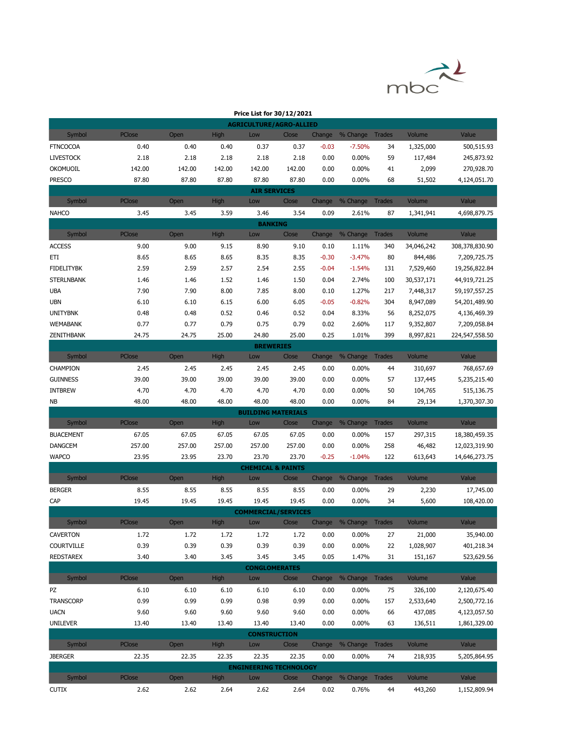mbc

**Price List for 30/12/2021**

| Symbol | PClose | Open | High | Low | Close | Change | % Change | Trades | Volume | Value |
|---|---|---|---|---|---|---|---|---|---|---|
| **AGRICULTURE/AGRO-ALLIED** | | | | | | | | | | |
| FTNCOCOA | 0.40 | 0.40 | 0.40 | 0.37 | 0.37 | -0.03 | -7.50% | 34 | 1,325,000 | 500,515.93 |
| LIVESTOCK | 2.18 | 2.18 | 2.18 | 2.18 | 2.18 | 0.00 | 0.00% | 59 | 117,484 | 245,873.92 |
| OKOMUOIL | 142.00 | 142.00 | 142.00 | 142.00 | 142.00 | 0.00 | 0.00% | 41 | 2,099 | 270,928.70 |
| PRESCO | 87.80 | 87.80 | 87.80 | 87.80 | 87.80 | 0.00 | 0.00% | 68 | 51,502 | 4,124,051.70 |
| **AIR SERVICES** | | | | | | | | | | |
| NAHCO | 3.45 | 3.45 | 3.59 | 3.46 | 3.54 | 0.09 | 2.61% | 87 | 1,341,941 | 4,698,879.75 |
| **BANKING** | | | | | | | | | | |
| ACCESS | 9.00 | 9.00 | 9.15 | 8.90 | 9.10 | 0.10 | 1.11% | 340 | 34,046,242 | 308,378,830.90 |
| ETI | 8.65 | 8.65 | 8.65 | 8.35 | 8.35 | -0.30 | -3.47% | 80 | 844,486 | 7,209,725.75 |
| FIDELITYBK | 2.59 | 2.59 | 2.57 | 2.54 | 2.55 | -0.04 | -1.54% | 131 | 7,529,460 | 19,256,822.84 |
| STERLNBANK | 1.46 | 1.46 | 1.52 | 1.46 | 1.50 | 0.04 | 2.74% | 100 | 30,537,171 | 44,919,721.25 |
| UBA | 7.90 | 7.90 | 8.00 | 7.85 | 8.00 | 0.10 | 1.27% | 217 | 7,448,317 | 59,197,557.25 |
| UBN | 6.10 | 6.10 | 6.15 | 6.00 | 6.05 | -0.05 | -0.82% | 304 | 8,947,089 | 54,201,489.90 |
| UNITYBNK | 0.48 | 0.48 | 0.52 | 0.46 | 0.52 | 0.04 | 8.33% | 56 | 8,252,075 | 4,136,469.39 |
| WEMABANK | 0.77 | 0.77 | 0.79 | 0.75 | 0.79 | 0.02 | 2.60% | 117 | 9,352,807 | 7,209,058.84 |
| ZENITHBANK | 24.75 | 24.75 | 25.00 | 24.80 | 25.00 | 0.25 | 1.01% | 399 | 8,997,821 | 224,547,558.50 |
| **BREWERIES** | | | | | | | | | | |
| CHAMPION | 2.45 | 2.45 | 2.45 | 2.45 | 2.45 | 0.00 | 0.00% | 44 | 310,697 | 768,657.69 |
| GUINNESS | 39.00 | 39.00 | 39.00 | 39.00 | 39.00 | 0.00 | 0.00% | 57 | 137,445 | 5,235,215.40 |
| INTBREW | 4.70 | 4.70 | 4.70 | 4.70 | 4.70 | 0.00 | 0.00% | 50 | 104,765 | 515,136.75 |
| NB | 48.00 | 48.00 | 48.00 | 48.00 | 48.00 | 0.00 | 0.00% | 84 | 29,134 | 1,370,307.30 |
| **BUILDING MATERIALS** | | | | | | | | | | |
| BUACEMENT | 67.05 | 67.05 | 67.05 | 67.05 | 67.05 | 0.00 | 0.00% | 157 | 297,315 | 18,380,459.35 |
| DANGCEM | 257.00 | 257.00 | 257.00 | 257.00 | 257.00 | 0.00 | 0.00% | 258 | 46,482 | 12,023,319.90 |
| WAPCO | 23.95 | 23.95 | 23.70 | 23.70 | 23.70 | -0.25 | -1.04% | 122 | 613,643 | 14,646,273.75 |
| **CHEMICAL & PAINTS** | | | | | | | | | | |
| BERGER | 8.55 | 8.55 | 8.55 | 8.55 | 8.55 | 0.00 | 0.00% | 29 | 2,230 | 17,745.00 |
| CAP | 19.45 | 19.45 | 19.45 | 19.45 | 19.45 | 0.00 | 0.00% | 34 | 5,600 | 108,420.00 |
| **COMMERCIAL/SERVICES** | | | | | | | | | | |
| CAVERTON | 1.72 | 1.72 | 1.72 | 1.72 | 1.72 | 0.00 | 0.00% | 27 | 21,000 | 35,940.00 |
| COURTVILLE | 0.39 | 0.39 | 0.39 | 0.39 | 0.39 | 0.00 | 0.00% | 22 | 1,028,907 | 401,218.34 |
| REDSTAREX | 3.40 | 3.40 | 3.45 | 3.45 | 3.45 | 0.05 | 1.47% | 31 | 151,167 | 523,629.56 |
| **CONGLOMERATES** | | | | | | | | | | |
| PZ | 6.10 | 6.10 | 6.10 | 6.10 | 6.10 | 0.00 | 0.00% | 75 | 326,100 | 2,120,675.40 |
| TRANSCORP | 0.99 | 0.99 | 0.99 | 0.98 | 0.99 | 0.00 | 0.00% | 157 | 2,533,640 | 2,500,772.16 |
| UACN | 9.60 | 9.60 | 9.60 | 9.60 | 9.60 | 0.00 | 0.00% | 66 | 437,085 | 4,123,057.50 |
| UNILEVER | 13.40 | 13.40 | 13.40 | 13.40 | 13.40 | 0.00 | 0.00% | 63 | 136,511 | 1,861,329.00 |
| **CONSTRUCTION** | | | | | | | | | | |
| JBERGER | 22.35 | 22.35 | 22.35 | 22.35 | 22.35 | 0.00 | 0.00% | 74 | 218,935 | 5,205,864.95 |
| **ENGINEERING TECHNOLOGY** | | | | | | | | | | |
| CUTIX | 2.62 | 2.62 | 2.64 | 2.62 | 2.64 | 0.02 | 0.76% | 44 | 443,260 | 1,152,809.94 |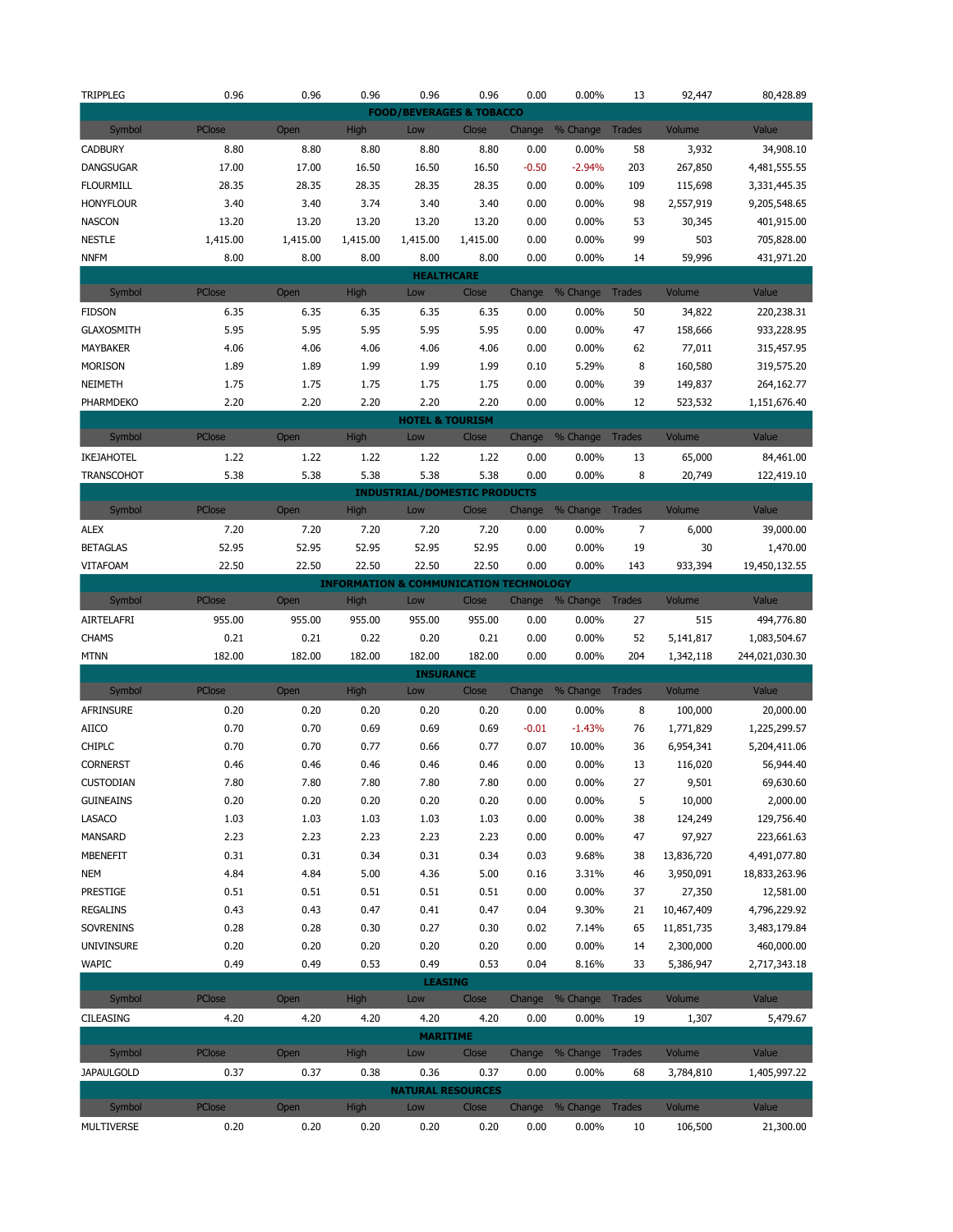| TRIPPLEG | 0.96 | 0.96 | 0.96 | 0.96 | 0.96 | 0.00 | 0.00% | 13 | 92,447 | 80,428.89 |
|---|---|---|---|---|---|---|---|---|---|---|

## FOOD/BEVERAGES & TOBACCO

| Symbol | PClose | Open | High | Low | Close | Change | % Change | Trades | Volume | Value |
|---|---|---|---|---|---|---|---|---|---|---|
| CADBURY | 8.80 | 8.80 | 8.80 | 8.80 | 8.80 | 0.00 | 0.00% | 58 | 3,932 | 34,908.10 |
| DANGSUGAR | 17.00 | 17.00 | 16.50 | 16.50 | 16.50 | -0.50 | -2.94% | 203 | 267,850 | 4,481,555.55 |
| FLOURMILL | 28.35 | 28.35 | 28.35 | 28.35 | 28.35 | 0.00 | 0.00% | 109 | 115,698 | 3,331,445.35 |
| HONYFLOUR | 3.40 | 3.40 | 3.74 | 3.40 | 3.40 | 0.00 | 0.00% | 98 | 2,557,919 | 9,205,548.65 |
| NASCON | 13.20 | 13.20 | 13.20 | 13.20 | 13.20 | 0.00 | 0.00% | 53 | 30,345 | 401,915.00 |
| NESTLE | 1,415.00 | 1,415.00 | 1,415.00 | 1,415.00 | 1,415.00 | 0.00 | 0.00% | 99 | 503 | 705,828.00 |
| NNFM | 8.00 | 8.00 | 8.00 | 8.00 | 8.00 | 0.00 | 0.00% | 14 | 59,996 | 431,971.20 |

## HEALTHCARE

| Symbol | PClose | Open | High | Low | Close | Change | % Change | Trades | Volume | Value |
|---|---|---|---|---|---|---|---|---|---|---|
| FIDSON | 6.35 | 6.35 | 6.35 | 6.35 | 6.35 | 0.00 | 0.00% | 50 | 34,822 | 220,238.31 |
| GLAXOSMITH | 5.95 | 5.95 | 5.95 | 5.95 | 5.95 | 0.00 | 0.00% | 47 | 158,666 | 933,228.95 |
| MAYBAKER | 4.06 | 4.06 | 4.06 | 4.06 | 4.06 | 0.00 | 0.00% | 62 | 77,011 | 315,457.95 |
| MORISON | 1.89 | 1.89 | 1.99 | 1.99 | 1.99 | 0.10 | 5.29% | 8 | 160,580 | 319,575.20 |
| NEIMETH | 1.75 | 1.75 | 1.75 | 1.75 | 1.75 | 0.00 | 0.00% | 39 | 149,837 | 264,162.77 |
| PHARMDEKO | 2.20 | 2.20 | 2.20 | 2.20 | 2.20 | 0.00 | 0.00% | 12 | 523,532 | 1,151,676.40 |

## HOTEL & TOURISM

| Symbol | PClose | Open | High | Low | Close | Change | % Change | Trades | Volume | Value |
|---|---|---|---|---|---|---|---|---|---|---|
| IKEJAHOTEL | 1.22 | 1.22 | 1.22 | 1.22 | 1.22 | 0.00 | 0.00% | 13 | 65,000 | 84,461.00 |
| TRANSCOHOT | 5.38 | 5.38 | 5.38 | 5.38 | 5.38 | 0.00 | 0.00% | 8 | 20,749 | 122,419.10 |

## INDUSTRIAL/DOMESTIC PRODUCTS

| Symbol | PClose | Open | High | Low | Close | Change | % Change | Trades | Volume | Value |
|---|---|---|---|---|---|---|---|---|---|---|
| ALEX | 7.20 | 7.20 | 7.20 | 7.20 | 7.20 | 0.00 | 0.00% | 7 | 6,000 | 39,000.00 |
| BETAGLAS | 52.95 | 52.95 | 52.95 | 52.95 | 52.95 | 0.00 | 0.00% | 19 | 30 | 1,470.00 |
| VITAFOAM | 22.50 | 22.50 | 22.50 | 22.50 | 22.50 | 0.00 | 0.00% | 143 | 933,394 | 19,450,132.55 |

## INFORMATION & COMMUNICATION TECHNOLOGY

| Symbol | PClose | Open | High | Low | Close | Change | % Change | Trades | Volume | Value |
|---|---|---|---|---|---|---|---|---|---|---|
| AIRTELAFRI | 955.00 | 955.00 | 955.00 | 955.00 | 955.00 | 0.00 | 0.00% | 27 | 515 | 494,776.80 |
| CHAMS | 0.21 | 0.21 | 0.22 | 0.20 | 0.21 | 0.00 | 0.00% | 52 | 5,141,817 | 1,083,504.67 |
| MTNN | 182.00 | 182.00 | 182.00 | 182.00 | 182.00 | 0.00 | 0.00% | 204 | 1,342,118 | 244,021,030.30 |

## INSURANCE

| Symbol | PClose | Open | High | Low | Close | Change | % Change | Trades | Volume | Value |
|---|---|---|---|---|---|---|---|---|---|---|
| AFRINSURE | 0.20 | 0.20 | 0.20 | 0.20 | 0.20 | 0.00 | 0.00% | 8 | 100,000 | 20,000.00 |
| AIICO | 0.70 | 0.70 | 0.69 | 0.69 | 0.69 | -0.01 | -1.43% | 76 | 1,771,829 | 1,225,299.57 |
| CHIPLC | 0.70 | 0.70 | 0.77 | 0.66 | 0.77 | 0.07 | 10.00% | 36 | 6,954,341 | 5,204,411.06 |
| CORNERST | 0.46 | 0.46 | 0.46 | 0.46 | 0.46 | 0.00 | 0.00% | 13 | 116,020 | 56,944.40 |
| CUSTODIAN | 7.80 | 7.80 | 7.80 | 7.80 | 7.80 | 0.00 | 0.00% | 27 | 9,501 | 69,630.60 |
| GUINEAINS | 0.20 | 0.20 | 0.20 | 0.20 | 0.20 | 0.00 | 0.00% | 5 | 10,000 | 2,000.00 |
| LASACO | 1.03 | 1.03 | 1.03 | 1.03 | 1.03 | 0.00 | 0.00% | 38 | 124,249 | 129,756.40 |
| MANSARD | 2.23 | 2.23 | 2.23 | 2.23 | 2.23 | 0.00 | 0.00% | 47 | 97,927 | 223,661.63 |
| MBENEFIT | 0.31 | 0.31 | 0.34 | 0.31 | 0.34 | 0.03 | 9.68% | 38 | 13,836,720 | 4,491,077.80 |
| NEM | 4.84 | 4.84 | 5.00 | 4.36 | 5.00 | 0.16 | 3.31% | 46 | 3,950,091 | 18,833,263.96 |
| PRESTIGE | 0.51 | 0.51 | 0.51 | 0.51 | 0.51 | 0.00 | 0.00% | 37 | 27,350 | 12,581.00 |
| REGALINS | 0.43 | 0.43 | 0.47 | 0.41 | 0.47 | 0.04 | 9.30% | 21 | 10,467,409 | 4,796,229.92 |
| SOVRENINS | 0.28 | 0.28 | 0.30 | 0.27 | 0.30 | 0.02 | 7.14% | 65 | 11,851,735 | 3,483,179.84 |
| UNIVINSURE | 0.20 | 0.20 | 0.20 | 0.20 | 0.20 | 0.00 | 0.00% | 14 | 2,300,000 | 460,000.00 |
| WAPIC | 0.49 | 0.49 | 0.53 | 0.49 | 0.53 | 0.04 | 8.16% | 33 | 5,386,947 | 2,717,343.18 |

## LEASING

| Symbol | PClose | Open | High | Low | Close | Change | % Change | Trades | Volume | Value |
|---|---|---|---|---|---|---|---|---|---|---|
| CILEASING | 4.20 | 4.20 | 4.20 | 4.20 | 4.20 | 0.00 | 0.00% | 19 | 1,307 | 5,479.67 |

## MARITIME

| Symbol | PClose | Open | High | Low | Close | Change | % Change | Trades | Volume | Value |
|---|---|---|---|---|---|---|---|---|---|---|
| JAPAULGOLD | 0.37 | 0.37 | 0.38 | 0.36 | 0.37 | 0.00 | 0.00% | 68 | 3,784,810 | 1,405,997.22 |

## NATURAL RESOURCES

| Symbol | PClose | Open | High | Low | Close | Change | % Change | Trades | Volume | Value |
|---|---|---|---|---|---|---|---|---|---|---|
| MULTIVERSE | 0.20 | 0.20 | 0.20 | 0.20 | 0.20 | 0.00 | 0.00% | 10 | 106,500 | 21,300.00 |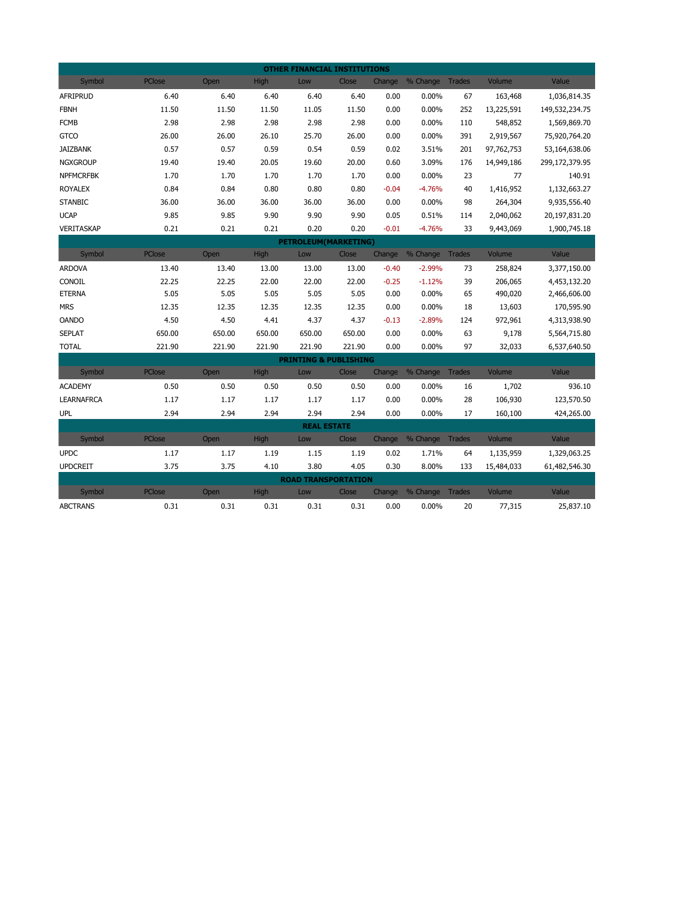## OTHER FINANCIAL INSTITUTIONS

| Symbol | PClose | Open | High | Low | Close | Change | % Change | Trades | Volume | Value |
|---|---|---|---|---|---|---|---|---|---|---|
| AFRIPRUD | 6.40 | 6.40 | 6.40 | 6.40 | 6.40 | 0.00 | 0.00% | 67 | 163,468 | 1,036,814.35 |
| FBNH | 11.50 | 11.50 | 11.50 | 11.05 | 11.50 | 0.00 | 0.00% | 252 | 13,225,591 | 149,532,234.75 |
| FCMB | 2.98 | 2.98 | 2.98 | 2.98 | 2.98 | 0.00 | 0.00% | 110 | 548,852 | 1,569,869.70 |
| GTCO | 26.00 | 26.00 | 26.10 | 25.70 | 26.00 | 0.00 | 0.00% | 391 | 2,919,567 | 75,920,764.20 |
| JAIZBANK | 0.57 | 0.57 | 0.59 | 0.54 | 0.59 | 0.02 | 3.51% | 201 | 97,762,753 | 53,164,638.06 |
| NGXGROUP | 19.40 | 19.40 | 20.05 | 19.60 | 20.00 | 0.60 | 3.09% | 176 | 14,949,186 | 299,172,379.95 |
| NPFMCRFBK | 1.70 | 1.70 | 1.70 | 1.70 | 1.70 | 0.00 | 0.00% | 23 | 77 | 140.91 |
| ROYALEX | 0.84 | 0.84 | 0.80 | 0.80 | 0.80 | -0.04 | -4.76% | 40 | 1,416,952 | 1,132,663.27 |
| STANBIC | 36.00 | 36.00 | 36.00 | 36.00 | 36.00 | 0.00 | 0.00% | 98 | 264,304 | 9,935,556.40 |
| UCAP | 9.85 | 9.85 | 9.90 | 9.90 | 9.90 | 0.05 | 0.51% | 114 | 2,040,062 | 20,197,831.20 |
| VERITASKAP | 0.21 | 0.21 | 0.21 | 0.20 | 0.20 | -0.01 | -4.76% | 33 | 9,443,069 | 1,900,745.18 |

## PETROLEUM(MARKETING)

| Symbol | PClose | Open | High | Low | Close | Change | % Change | Trades | Volume | Value |
|---|---|---|---|---|---|---|---|---|---|---|
| ARDOVA | 13.40 | 13.40 | 13.00 | 13.00 | 13.00 | -0.40 | -2.99% | 73 | 258,824 | 3,377,150.00 |
| CONOIL | 22.25 | 22.25 | 22.00 | 22.00 | 22.00 | -0.25 | -1.12% | 39 | 206,065 | 4,453,132.20 |
| ETERNA | 5.05 | 5.05 | 5.05 | 5.05 | 5.05 | 0.00 | 0.00% | 65 | 490,020 | 2,466,606.00 |
| MRS | 12.35 | 12.35 | 12.35 | 12.35 | 12.35 | 0.00 | 0.00% | 18 | 13,603 | 170,595.90 |
| OANDO | 4.50 | 4.50 | 4.41 | 4.37 | 4.37 | -0.13 | -2.89% | 124 | 972,961 | 4,313,938.90 |
| SEPLAT | 650.00 | 650.00 | 650.00 | 650.00 | 650.00 | 0.00 | 0.00% | 63 | 9,178 | 5,564,715.80 |
| TOTAL | 221.90 | 221.90 | 221.90 | 221.90 | 221.90 | 0.00 | 0.00% | 97 | 32,033 | 6,537,640.50 |

## PRINTING & PUBLISHING

| Symbol | PClose | Open | High | Low | Close | Change | % Change | Trades | Volume | Value |
|---|---|---|---|---|---|---|---|---|---|---|
| ACADEMY | 0.50 | 0.50 | 0.50 | 0.50 | 0.50 | 0.00 | 0.00% | 16 | 1,702 | 936.10 |
| LEARNAFRCA | 1.17 | 1.17 | 1.17 | 1.17 | 1.17 | 0.00 | 0.00% | 28 | 106,930 | 123,570.50 |
| UPL | 2.94 | 2.94 | 2.94 | 2.94 | 2.94 | 0.00 | 0.00% | 17 | 160,100 | 424,265.00 |

## REAL ESTATE

| Symbol | PClose | Open | High | Low | Close | Change | % Change | Trades | Volume | Value |
|---|---|---|---|---|---|---|---|---|---|---|
| UPDC | 1.17 | 1.17 | 1.19 | 1.15 | 1.19 | 0.02 | 1.71% | 64 | 1,135,959 | 1,329,063.25 |
| UPDCREIT | 3.75 | 3.75 | 4.10 | 3.80 | 4.05 | 0.30 | 8.00% | 133 | 15,484,033 | 61,482,546.30 |

## ROAD TRANSPORTATION

| Symbol | PClose | Open | High | Low | Close | Change | % Change | Trades | Volume | Value |
|---|---|---|---|---|---|---|---|---|---|---|
| ABCTRANS | 0.31 | 0.31 | 0.31 | 0.31 | 0.31 | 0.00 | 0.00% | 20 | 77,315 | 25,837.10 |